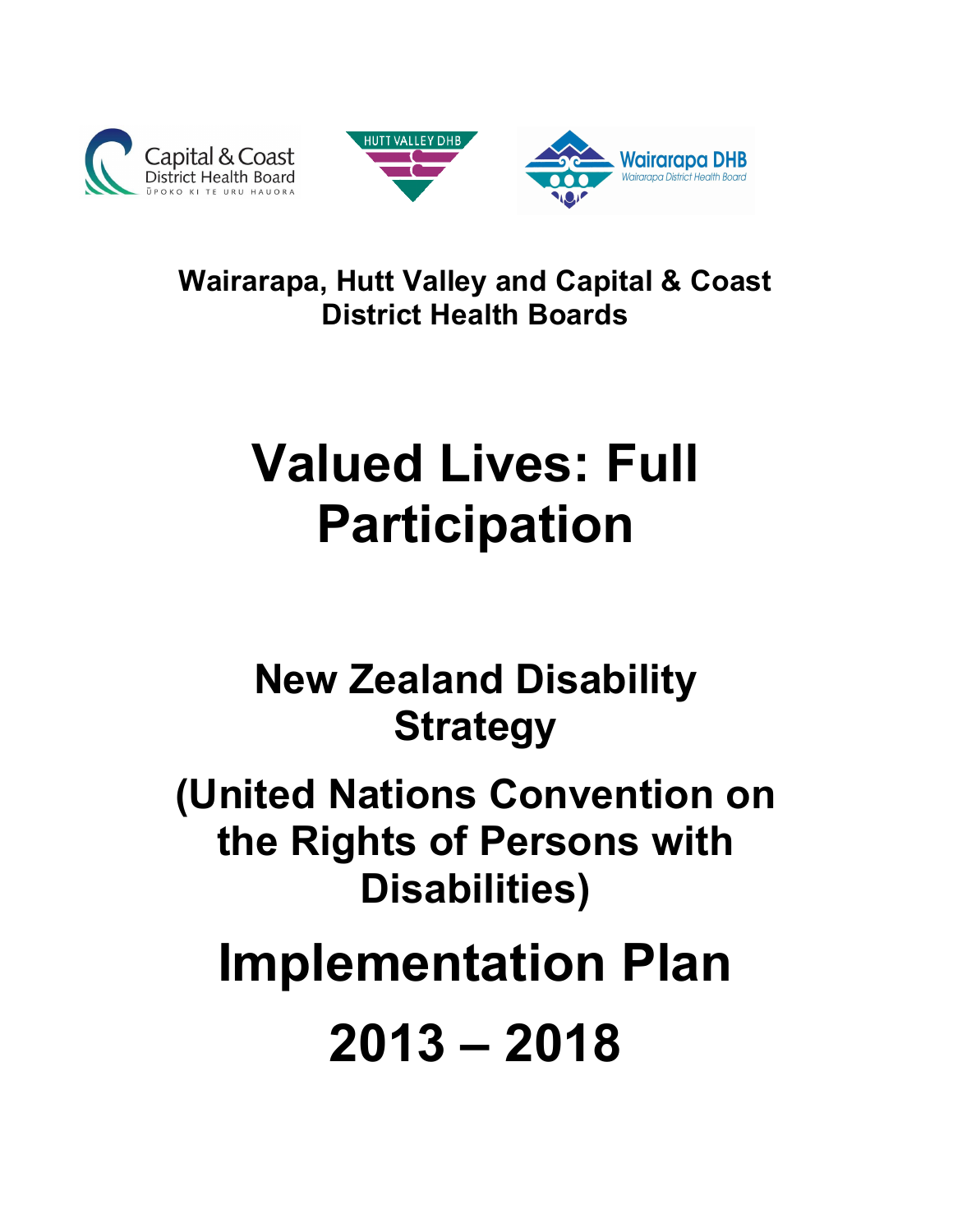Capital & Coast District Health Board
ŪPOKO KI TE URU HAUORA

HUTT VALLEY DHB

Wairarapa DHB
Wairarapa District Health Board

**Wairarapa, Hutt Valley and Capital & Coast District Health Boards**

# Valued Lives: Full Participation

## New Zealand Disability Strategy

## (United Nations Convention on the Rights of Persons with Disabilities)

# Implementation Plan

# 2013 – 2018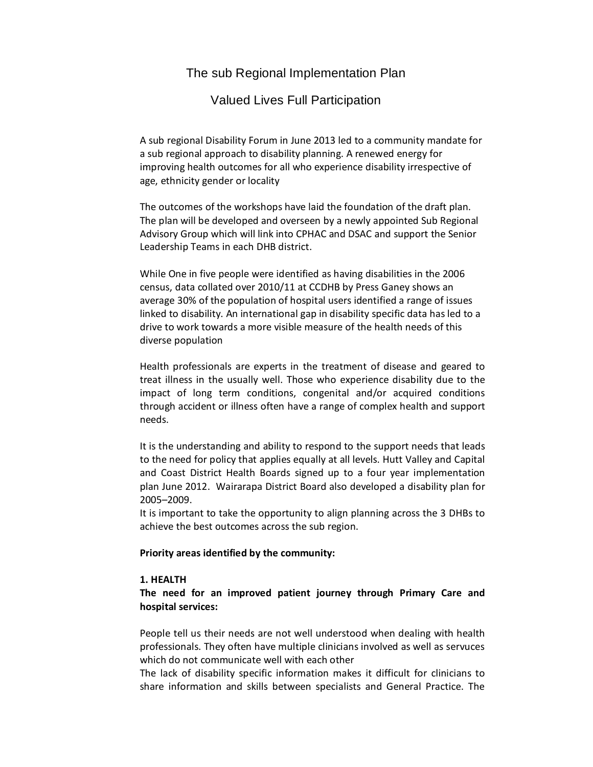# The sub Regional Implementation Plan

## Valued Lives Full Participation

A sub regional Disability Forum in June 2013 led to a community mandate for a sub regional approach to disability planning. A renewed energy for improving health outcomes for all who experience disability irrespective of age, ethnicity gender or locality

The outcomes of the workshops have laid the foundation of the draft plan. The plan will be developed and overseen by a newly appointed Sub Regional Advisory Group which will link into CPHAC and DSAC and support the Senior Leadership Teams in each DHB district.

While One in five people were identified as having disabilities in the 2006 census, data collated over 2010/11 at CCDHB by Press Ganey shows an average 30% of the population of hospital users identified a range of issues linked to disability. An international gap in disability specific data has led to a drive to work towards a more visible measure of the health needs of this diverse population

Health professionals are experts in the treatment of disease and geared to treat illness in the usually well. Those who experience disability due to the impact of long term conditions, congenital and/or acquired conditions through accident or illness often have a range of complex health and support needs.

It is the understanding and ability to respond to the support needs that leads to the need for policy that applies equally at all levels. Hutt Valley and Capital and Coast District Health Boards signed up to a four year implementation plan June 2012. Wairarapa District Board also developed a disability plan for 2005–2009.
It is important to take the opportunity to align planning across the 3 DHBs to achieve the best outcomes across the sub region.

**Priority areas identified by the community:**

**1. HEALTH**

**The need for an improved patient journey through Primary Care and hospital services:**

People tell us their needs are not well understood when dealing with health professionals. They often have multiple clinicians involved as well as servuces which do not communicate well with each other
The lack of disability specific information makes it difficult for clinicians to share information and skills between specialists and General Practice. The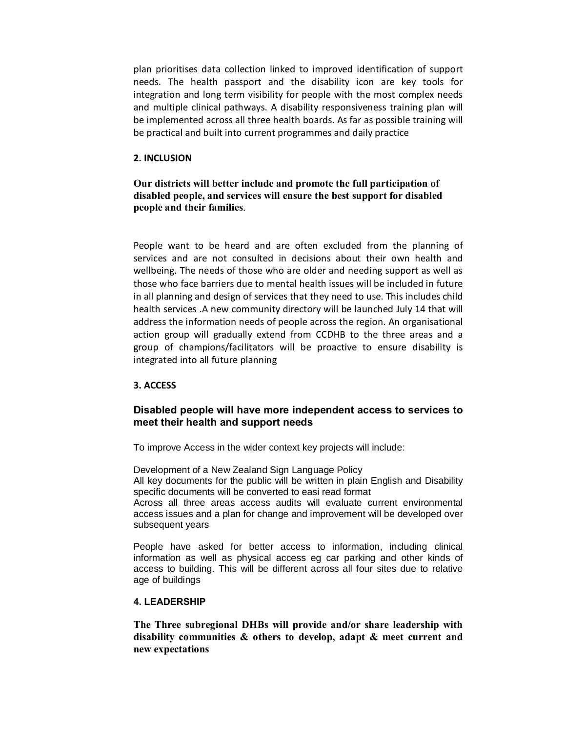plan prioritises data collection linked to improved identification of support needs. The health passport and the disability icon are key tools for integration and long term visibility for people with the most complex needs and multiple clinical pathways. A disability responsiveness training plan will be implemented across all three health boards. As far as possible training will be practical and built into current programmes and daily practice

## 2. INCLUSION

**Our districts will better include and promote the full participation of disabled people, and services will ensure the best support for disabled people and their families.**

People want to be heard and are often excluded from the planning of services and are not consulted in decisions about their own health and wellbeing. The needs of those who are older and needing support as well as those who face barriers due to mental health issues will be included in future in all planning and design of services that they need to use. This includes child health services .A new community directory will be launched July 14 that will address the information needs of people across the region. An organisational action group will gradually extend from CCDHB to the three areas and a group of champions/facilitators will be proactive to ensure disability is integrated into all future planning

## 3. ACCESS

**Disabled people will have more independent access to services to meet their health and support needs**

To improve Access in the wider context key projects will include:

Development of a New Zealand Sign Language Policy
All key documents for the public will be written in plain English and Disability specific documents will be converted to easi read format
Across all three areas access audits will evaluate current environmental access issues and a plan for change and improvement will be developed over subsequent years

People have asked for better access to information, including clinical information as well as physical access eg car parking and other kinds of access to building. This will be different across all four sites due to relative age of buildings

## 4. LEADERSHIP

**The Three subregional DHBs will provide and/or share leadership with disability communities & others to develop, adapt & meet current and new expectations**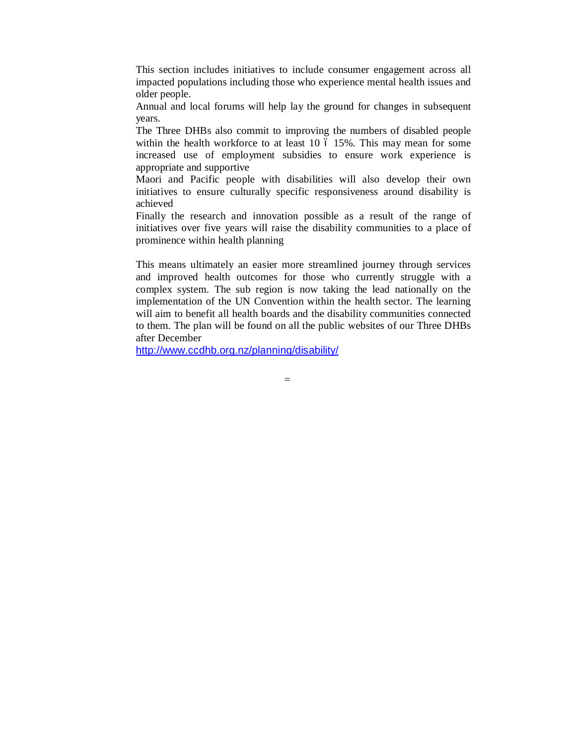This section includes initiatives to include consumer engagement across all impacted populations including those who experience mental health issues and older people.

Annual and local forums will help lay the ground for changes in subsequent years.

The Three DHBs also commit to improving the numbers of disabled people within the health workforce to at least 10 ï 15%. This may mean for some increased use of employment subsidies to ensure work experience is appropriate and supportive

Maori and Pacific people with disabilities will also develop their own initiatives to ensure culturally specific responsiveness around disability is achieved

Finally the research and innovation possible as a result of the range of initiatives over five years will raise the disability communities to a place of prominence within health planning

This means ultimately an easier more streamlined journey through services and improved health outcomes for those who currently struggle with a complex system. The sub region is now taking the lead nationally on the implementation of the UN Convention within the health sector. The learning will aim to benefit all health boards and the disability communities connected to them. The plan will be found on all the public websites of our Three DHBs after December

http://www.ccdhb.org.nz/planning/disability/

=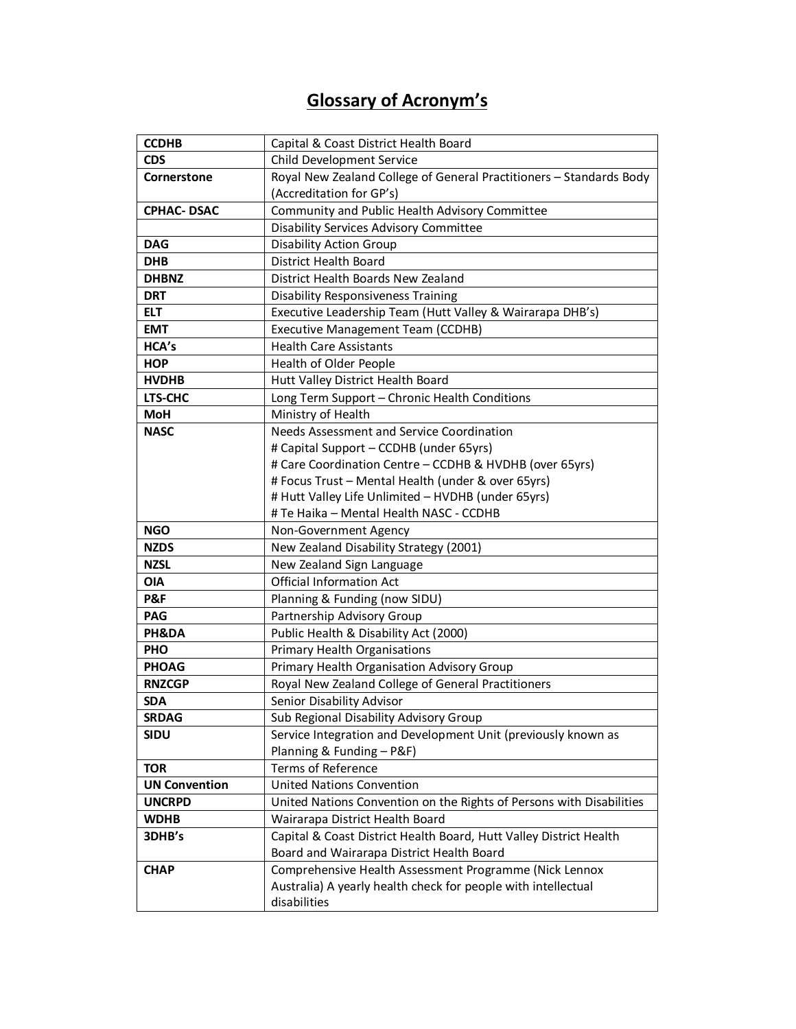# Glossary of Acronym's

| | |
|---|---|
| **CCDHB** | Capital & Coast District Health Board |
| **CDS** | Child Development Service |
| **Cornerstone** | Royal New Zealand College of General Practitioners – Standards Body (Accreditation for GP's) |
| **CPHAC- DSAC** | Community and Public Health Advisory Committee |
| | Disability Services Advisory Committee |
| **DAG** | Disability Action Group |
| **DHB** | District Health Board |
| **DHBNZ** | District Health Boards New Zealand |
| **DRT** | Disability Responsiveness Training |
| **ELT** | Executive Leadership Team (Hutt Valley & Wairarapa DHB's) |
| **EMT** | Executive Management Team (CCDHB) |
| **HCA's** | Health Care Assistants |
| **HOP** | Health of Older People |
| **HVDHB** | Hutt Valley District Health Board |
| **LTS-CHC** | Long Term Support – Chronic Health Conditions |
| **MoH** | Ministry of Health |
| **NASC** | Needs Assessment and Service Coordination<br># Capital Support – CCDHB (under 65yrs)<br># Care Coordination Centre – CCDHB & HVDHB (over 65yrs)<br># Focus Trust – Mental Health (under & over 65yrs)<br># Hutt Valley Life Unlimited – HVDHB (under 65yrs)<br># Te Haika – Mental Health NASC - CCDHB |
| **NGO** | Non-Government Agency |
| **NZDS** | New Zealand Disability Strategy (2001) |
| **NZSL** | New Zealand Sign Language |
| **OIA** | Official Information Act |
| **P&F** | Planning & Funding (now SIDU) |
| **PAG** | Partnership Advisory Group |
| **PH&DA** | Public Health & Disability Act (2000) |
| **PHO** | Primary Health Organisations |
| **PHOAG** | Primary Health Organisation Advisory Group |
| **RNZCGP** | Royal New Zealand College of General Practitioners |
| **SDA** | Senior Disability Advisor |
| **SRDAG** | Sub Regional Disability Advisory Group |
| **SIDU** | Service Integration and Development Unit (previously known as Planning & Funding – P&F) |
| **TOR** | Terms of Reference |
| **UN Convention** | United Nations Convention |
| **UNCRPD** | United Nations Convention on the Rights of Persons with Disabilities |
| **WDHB** | Wairarapa District Health Board |
| **3DHB's** | Capital & Coast District Health Board, Hutt Valley District Health Board and Wairarapa District Health Board |
| **CHAP** | Comprehensive Health Assessment Programme (Nick Lennox Australia) A yearly health check for people with intellectual disabilities |